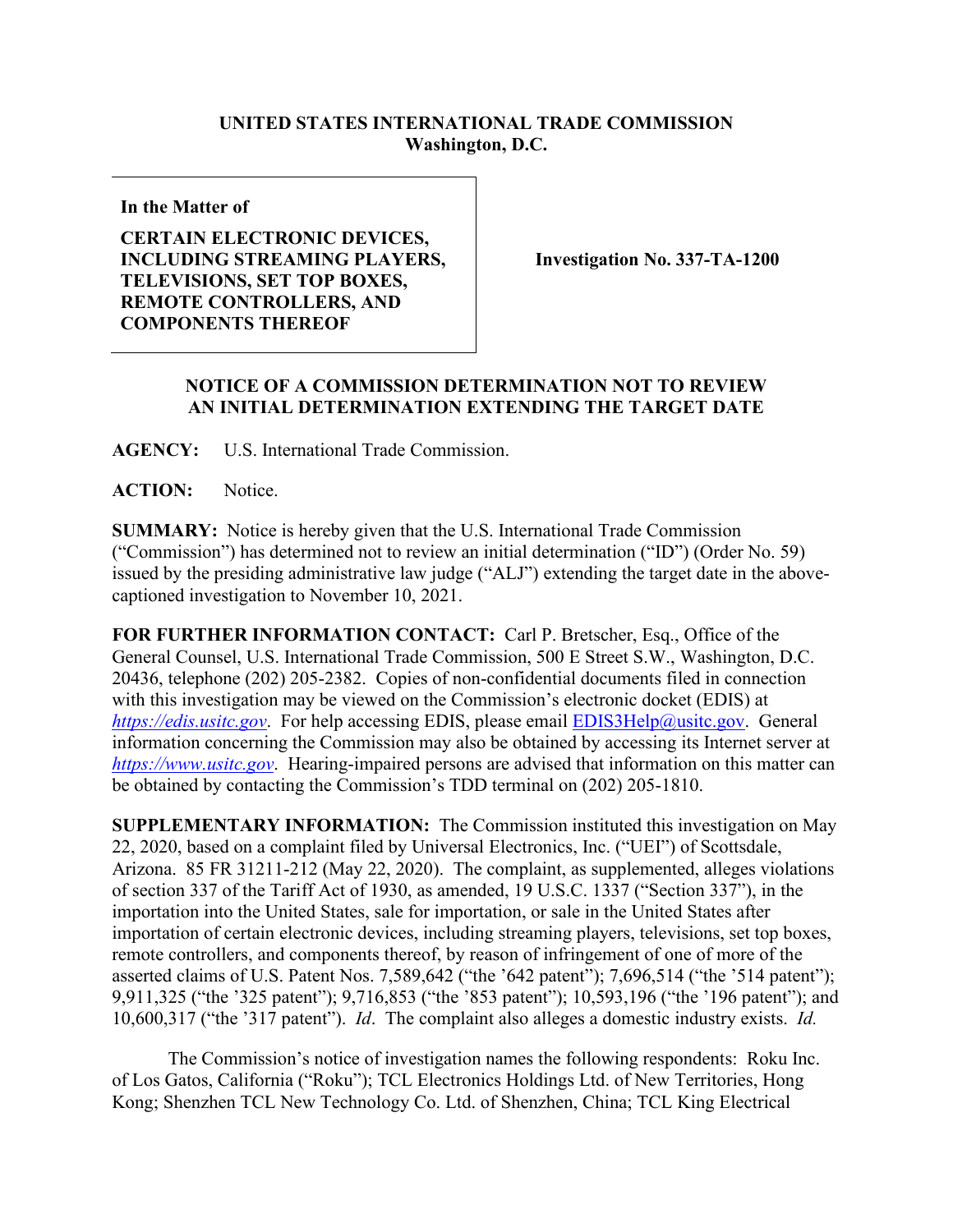**UNITED STATES INTERNATIONAL TRADE COMMISSION**
**Washington, D.C.**

| | |
|---|---|
| **In the Matter of**<br><br>**CERTAIN ELECTRONIC DEVICES, INCLUDING STREAMING PLAYERS, TELEVISIONS, SET TOP BOXES, REMOTE CONTROLLERS, AND COMPONENTS THEREOF** | **Investigation No. 337-TA-1200** |

## NOTICE OF A COMMISSION DETERMINATION NOT TO REVIEW AN INITIAL DETERMINATION EXTENDING THE TARGET DATE

**AGENCY:** U.S. International Trade Commission.

**ACTION:** Notice.

**SUMMARY:** Notice is hereby given that the U.S. International Trade Commission ("Commission") has determined not to review an initial determination ("ID") (Order No. 59) issued by the presiding administrative law judge ("ALJ") extending the target date in the above-captioned investigation to November 10, 2021.

**FOR FURTHER INFORMATION CONTACT:** Carl P. Bretscher, Esq., Office of the General Counsel, U.S. International Trade Commission, 500 E Street S.W., Washington, D.C. 20436, telephone (202) 205-2382. Copies of non-confidential documents filed in connection with this investigation may be viewed on the Commission's electronic docket (EDIS) at *https://edis.usitc.gov*. For help accessing EDIS, please email EDIS3Help@usitc.gov. General information concerning the Commission may also be obtained by accessing its Internet server at *https://www.usitc.gov*. Hearing-impaired persons are advised that information on this matter can be obtained by contacting the Commission's TDD terminal on (202) 205-1810.

**SUPPLEMENTARY INFORMATION:** The Commission instituted this investigation on May 22, 2020, based on a complaint filed by Universal Electronics, Inc. ("UEI") of Scottsdale, Arizona. 85 FR 31211-212 (May 22, 2020). The complaint, as supplemented, alleges violations of section 337 of the Tariff Act of 1930, as amended, 19 U.S.C. 1337 ("Section 337"), in the importation into the United States, sale for importation, or sale in the United States after importation of certain electronic devices, including streaming players, televisions, set top boxes, remote controllers, and components thereof, by reason of infringement of one of more of the asserted claims of U.S. Patent Nos. 7,589,642 ("the '642 patent"); 7,696,514 ("the '514 patent"); 9,911,325 ("the '325 patent"); 9,716,853 ("the '853 patent"); 10,593,196 ("the '196 patent"); and 10,600,317 ("the '317 patent"). *Id*. The complaint also alleges a domestic industry exists. *Id.*

The Commission's notice of investigation names the following respondents: Roku Inc. of Los Gatos, California ("Roku"); TCL Electronics Holdings Ltd. of New Territories, Hong Kong; Shenzhen TCL New Technology Co. Ltd. of Shenzhen, China; TCL King Electrical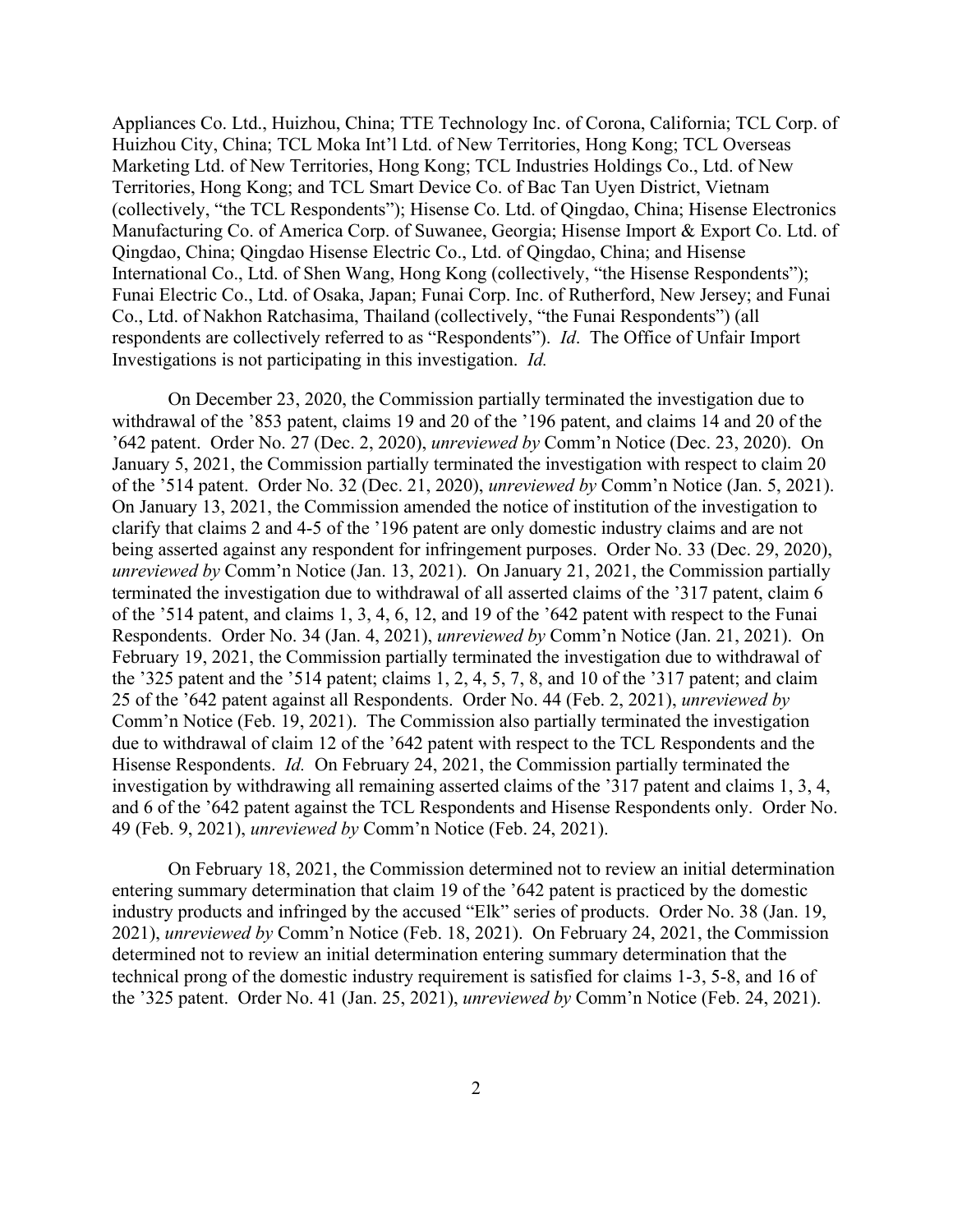Appliances Co. Ltd., Huizhou, China; TTE Technology Inc. of Corona, California; TCL Corp. of Huizhou City, China; TCL Moka Int'l Ltd. of New Territories, Hong Kong; TCL Overseas Marketing Ltd. of New Territories, Hong Kong; TCL Industries Holdings Co., Ltd. of New Territories, Hong Kong; and TCL Smart Device Co. of Bac Tan Uyen District, Vietnam (collectively, "the TCL Respondents"); Hisense Co. Ltd. of Qingdao, China; Hisense Electronics Manufacturing Co. of America Corp. of Suwanee, Georgia; Hisense Import & Export Co. Ltd. of Qingdao, China; Qingdao Hisense Electric Co., Ltd. of Qingdao, China; and Hisense International Co., Ltd. of Shen Wang, Hong Kong (collectively, "the Hisense Respondents"); Funai Electric Co., Ltd. of Osaka, Japan; Funai Corp. Inc. of Rutherford, New Jersey; and Funai Co., Ltd. of Nakhon Ratchasima, Thailand (collectively, "the Funai Respondents") (all respondents are collectively referred to as "Respondents"). *Id*. The Office of Unfair Import Investigations is not participating in this investigation. *Id.*

On December 23, 2020, the Commission partially terminated the investigation due to withdrawal of the '853 patent, claims 19 and 20 of the '196 patent, and claims 14 and 20 of the '642 patent. Order No. 27 (Dec. 2, 2020), *unreviewed by* Comm'n Notice (Dec. 23, 2020). On January 5, 2021, the Commission partially terminated the investigation with respect to claim 20 of the '514 patent. Order No. 32 (Dec. 21, 2020), *unreviewed by* Comm'n Notice (Jan. 5, 2021). On January 13, 2021, the Commission amended the notice of institution of the investigation to clarify that claims 2 and 4-5 of the '196 patent are only domestic industry claims and are not being asserted against any respondent for infringement purposes. Order No. 33 (Dec. 29, 2020), *unreviewed by* Comm'n Notice (Jan. 13, 2021). On January 21, 2021, the Commission partially terminated the investigation due to withdrawal of all asserted claims of the '317 patent, claim 6 of the '514 patent, and claims 1, 3, 4, 6, 12, and 19 of the '642 patent with respect to the Funai Respondents. Order No. 34 (Jan. 4, 2021), *unreviewed by* Comm'n Notice (Jan. 21, 2021). On February 19, 2021, the Commission partially terminated the investigation due to withdrawal of the '325 patent and the '514 patent; claims 1, 2, 4, 5, 7, 8, and 10 of the '317 patent; and claim 25 of the '642 patent against all Respondents. Order No. 44 (Feb. 2, 2021), *unreviewed by* Comm'n Notice (Feb. 19, 2021). The Commission also partially terminated the investigation due to withdrawal of claim 12 of the '642 patent with respect to the TCL Respondents and the Hisense Respondents. *Id.* On February 24, 2021, the Commission partially terminated the investigation by withdrawing all remaining asserted claims of the '317 patent and claims 1, 3, 4, and 6 of the '642 patent against the TCL Respondents and Hisense Respondents only. Order No. 49 (Feb. 9, 2021), *unreviewed by* Comm'n Notice (Feb. 24, 2021).

On February 18, 2021, the Commission determined not to review an initial determination entering summary determination that claim 19 of the '642 patent is practiced by the domestic industry products and infringed by the accused "Elk" series of products. Order No. 38 (Jan. 19, 2021), *unreviewed by* Comm'n Notice (Feb. 18, 2021). On February 24, 2021, the Commission determined not to review an initial determination entering summary determination that the technical prong of the domestic industry requirement is satisfied for claims 1-3, 5-8, and 16 of the '325 patent. Order No. 41 (Jan. 25, 2021), *unreviewed by* Comm'n Notice (Feb. 24, 2021).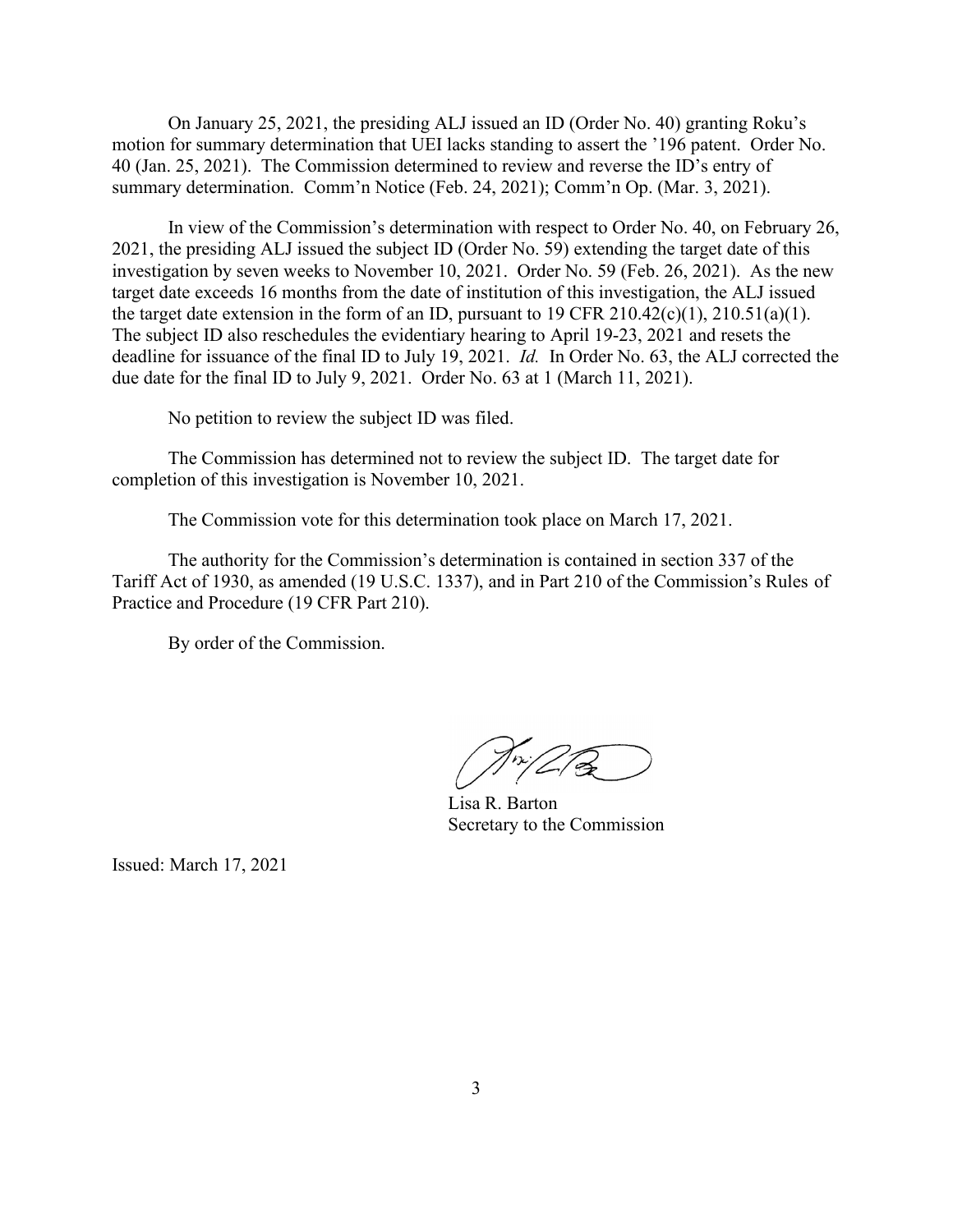On January 25, 2021, the presiding ALJ issued an ID (Order No. 40) granting Roku's motion for summary determination that UEI lacks standing to assert the '196 patent. Order No. 40 (Jan. 25, 2021). The Commission determined to review and reverse the ID's entry of summary determination. Comm'n Notice (Feb. 24, 2021); Comm'n Op. (Mar. 3, 2021).

In view of the Commission's determination with respect to Order No. 40, on February 26, 2021, the presiding ALJ issued the subject ID (Order No. 59) extending the target date of this investigation by seven weeks to November 10, 2021. Order No. 59 (Feb. 26, 2021). As the new target date exceeds 16 months from the date of institution of this investigation, the ALJ issued the target date extension in the form of an ID, pursuant to 19 CFR 210.42(c)(1), 210.51(a)(1). The subject ID also reschedules the evidentiary hearing to April 19-23, 2021 and resets the deadline for issuance of the final ID to July 19, 2021. *Id.* In Order No. 63, the ALJ corrected the due date for the final ID to July 9, 2021. Order No. 63 at 1 (March 11, 2021).

No petition to review the subject ID was filed.

The Commission has determined not to review the subject ID. The target date for completion of this investigation is November 10, 2021.

The Commission vote for this determination took place on March 17, 2021.

The authority for the Commission's determination is contained in section 337 of the Tariff Act of 1930, as amended (19 U.S.C. 1337), and in Part 210 of the Commission's Rules of Practice and Procedure (19 CFR Part 210).

By order of the Commission.

Lisa R. Barton
Secretary to the Commission

Issued: March 17, 2021